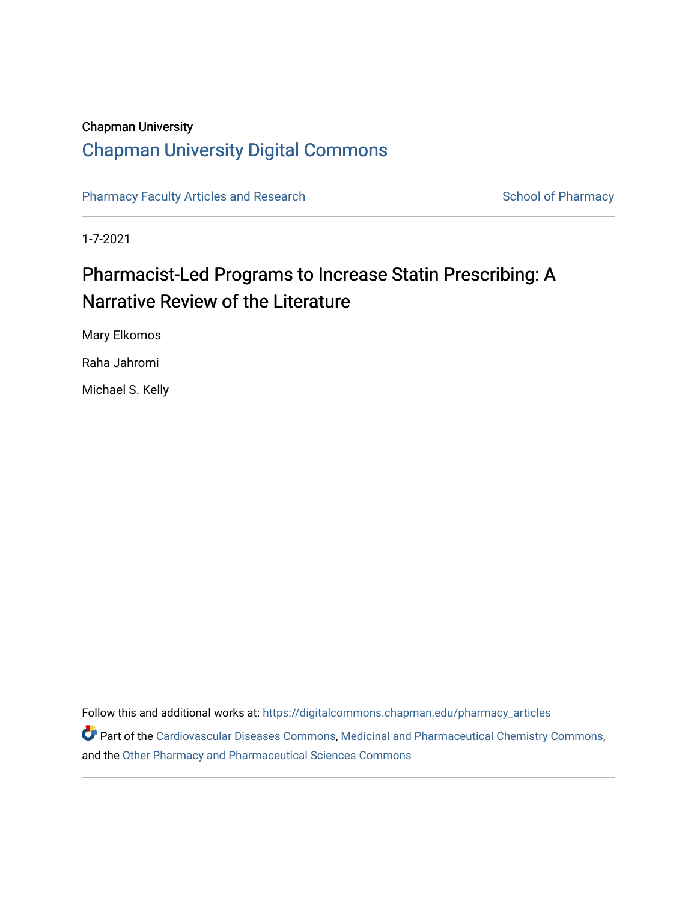Chapman University

## Chapman University Digital Commons

Pharmacy Faculty Articles and Research

School of Pharmacy

1-7-2021

# Pharmacist-Led Programs to Increase Statin Prescribing: A Narrative Review of the Literature

Mary Elkomos

Raha Jahromi

Michael S. Kelly

Follow this and additional works at: https://digitalcommons.chapman.edu/pharmacy_articles

Part of the Cardiovascular Diseases Commons, Medicinal and Pharmaceutical Chemistry Commons, and the Other Pharmacy and Pharmaceutical Sciences Commons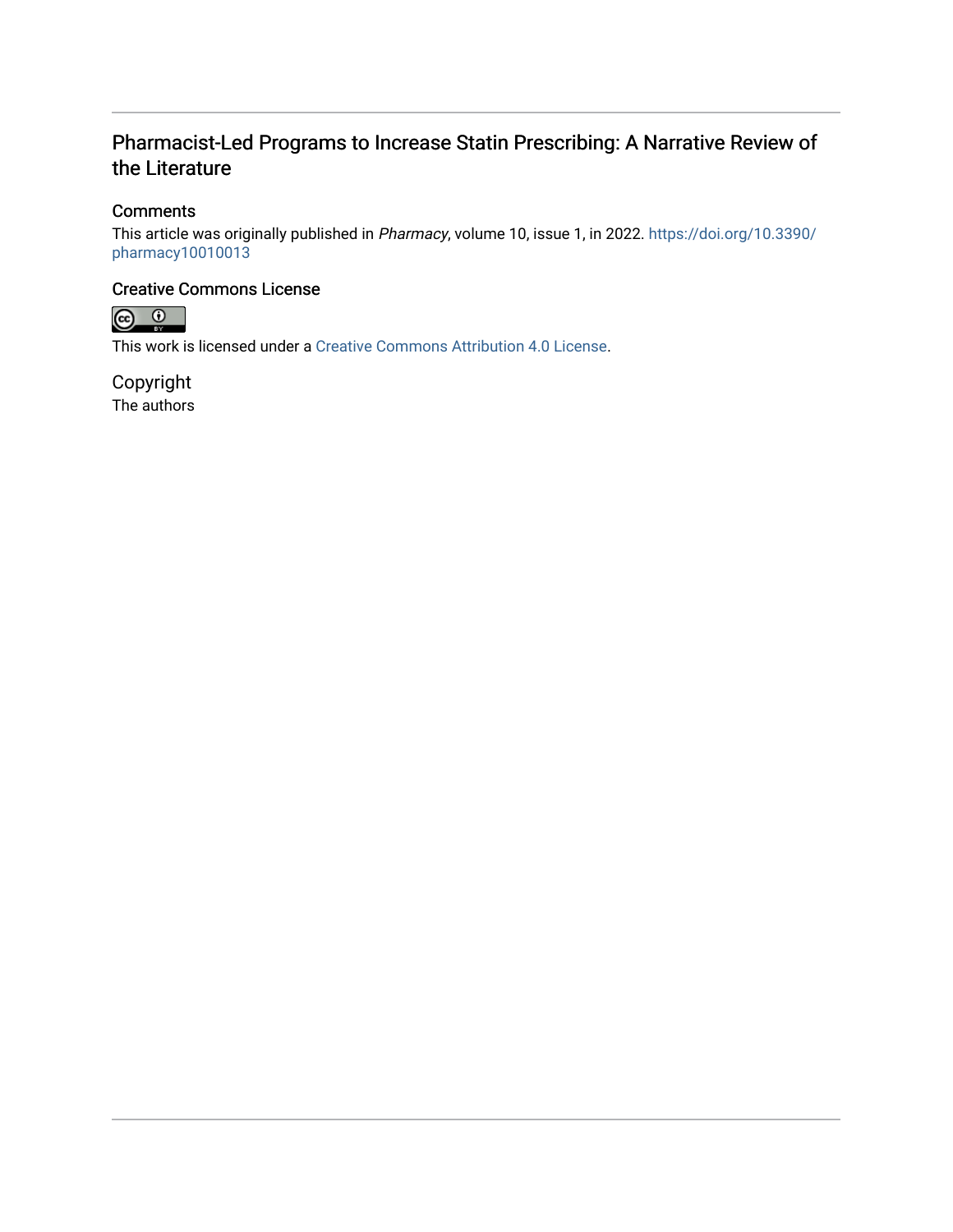# Pharmacist-Led Programs to Increase Statin Prescribing: A Narrative Review of the Literature

## Comments

This article was originally published in *Pharmacy*, volume 10, issue 1, in 2022. https://doi.org/10.3390/pharmacy10010013

## Creative Commons License

This work is licensed under a Creative Commons Attribution 4.0 License.

## Copyright

The authors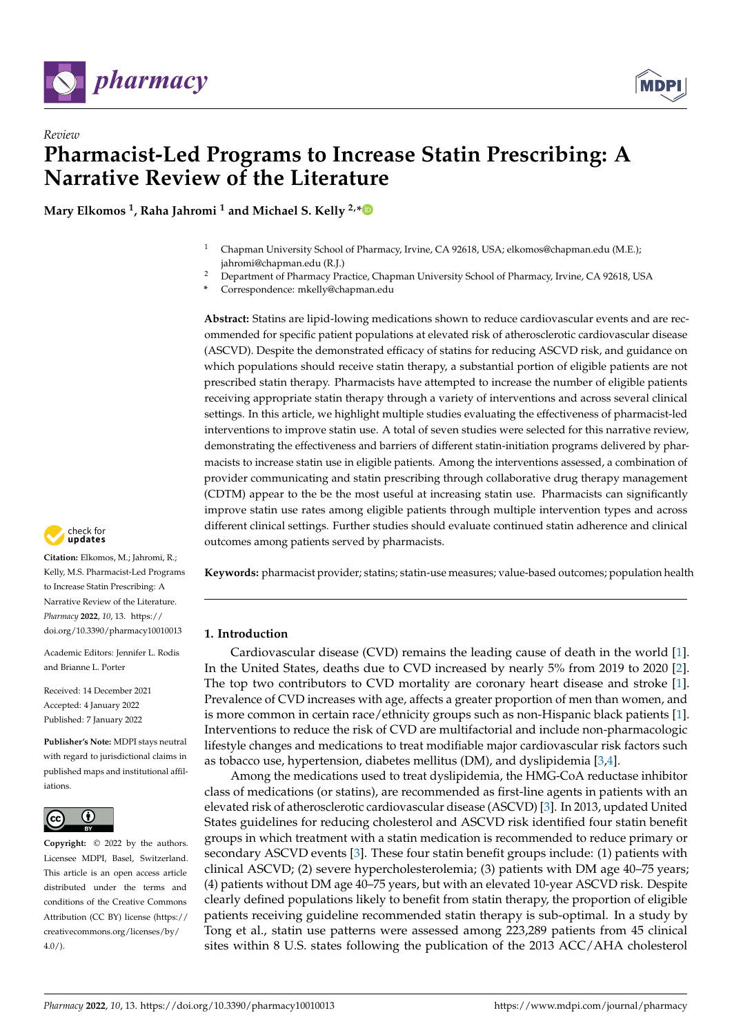pharmacy

Review

# Pharmacist-Led Programs to Increase Statin Prescribing: A Narrative Review of the Literature

**Mary Elkomos [1], Raha Jahromi [1] and Michael S. Kelly [2,*]**

[1] Chapman University School of Pharmacy, Irvine, CA 92618, USA; elkomos@chapman.edu (M.E.); jahromi@chapman.edu (R.J.)
[2] Department of Pharmacy Practice, Chapman University School of Pharmacy, Irvine, CA 92618, USA
[*] Correspondence: mkelly@chapman.edu

**Abstract:** Statins are lipid-lowing medications shown to reduce cardiovascular events and are recommended for specific patient populations at elevated risk of atherosclerotic cardiovascular disease (ASCVD). Despite the demonstrated efficacy of statins for reducing ASCVD risk, and guidance on which populations should receive statin therapy, a substantial portion of eligible patients are not prescribed statin therapy. Pharmacists have attempted to increase the number of eligible patients receiving appropriate statin therapy through a variety of interventions and across several clinical settings. In this article, we highlight multiple studies evaluating the effectiveness of pharmacist-led interventions to improve statin use. A total of seven studies were selected for this narrative review, demonstrating the effectiveness and barriers of different statin-initiation programs delivered by pharmacists to increase statin use in eligible patients. Among the interventions assessed, a combination of provider communicating and statin prescribing through collaborative drug therapy management (CDTM) appear to the be the most useful at increasing statin use. Pharmacists can significantly improve statin use rates among eligible patients through multiple intervention types and across different clinical settings. Further studies should evaluate continued statin adherence and clinical outcomes among patients served by pharmacists.

**Keywords:** pharmacist provider; statins; statin-use measures; value-based outcomes; population health

**Citation:** Elkomos, M.; Jahromi, R.; Kelly, M.S. Pharmacist-Led Programs to Increase Statin Prescribing: A Narrative Review of the Literature. *Pharmacy* **2022**, *10*, 13. https://doi.org/10.3390/pharmacy10010013

Academic Editors: Jennifer L. Rodis and Brianne L. Porter

Received: 14 December 2021
Accepted: 4 January 2022
Published: 7 January 2022

**Publisher's Note:** MDPI stays neutral with regard to jurisdictional claims in published maps and institutional affiliations.

**Copyright:** © 2022 by the authors. Licensee MDPI, Basel, Switzerland. This article is an open access article distributed under the terms and conditions of the Creative Commons Attribution (CC BY) license (https://creativecommons.org/licenses/by/4.0/).

## 1. Introduction

Cardiovascular disease (CVD) remains the leading cause of death in the world [1]. In the United States, deaths due to CVD increased by nearly 5% from 2019 to 2020 [2]. The top two contributors to CVD mortality are coronary heart disease and stroke [1]. Prevalence of CVD increases with age, affects a greater proportion of men than women, and is more common in certain race/ethnicity groups such as non-Hispanic black patients [1]. Interventions to reduce the risk of CVD are multifactorial and include non-pharmacologic lifestyle changes and medications to treat modifiable major cardiovascular risk factors such as tobacco use, hypertension, diabetes mellitus (DM), and dyslipidemia [3,4].

Among the medications used to treat dyslipidemia, the HMG-CoA reductase inhibitor class of medications (or statins), are recommended as first-line agents in patients with an elevated risk of atherosclerotic cardiovascular disease (ASCVD) [3]. In 2013, updated United States guidelines for reducing cholesterol and ASCVD risk identified four statin benefit groups in which treatment with a statin medication is recommended to reduce primary or secondary ASCVD events [3]. These four statin benefit groups include: (1) patients with clinical ASCVD; (2) severe hypercholesterolemia; (3) patients with DM age 40–75 years; (4) patients without DM age 40–75 years, but with an elevated 10-year ASCVD risk. Despite clearly defined populations likely to benefit from statin therapy, the proportion of eligible patients receiving guideline recommended statin therapy is sub-optimal. In a study by Tong et al., statin use patterns were assessed among 223,289 patients from 45 clinical sites within 8 U.S. states following the publication of the 2013 ACC/AHA cholesterol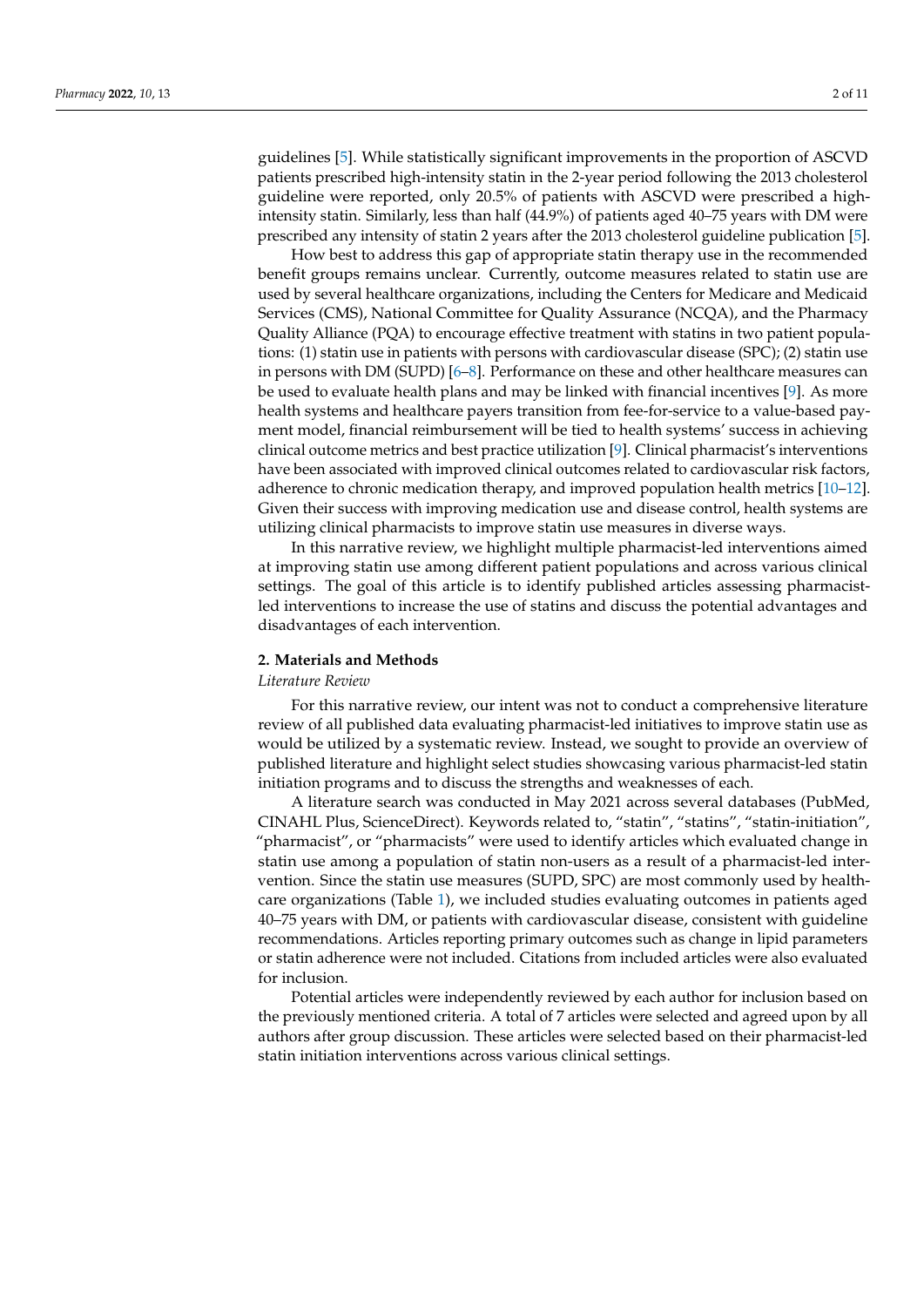guidelines [5]. While statistically significant improvements in the proportion of ASCVD patients prescribed high-intensity statin in the 2-year period following the 2013 cholesterol guideline were reported, only 20.5% of patients with ASCVD were prescribed a high-intensity statin. Similarly, less than half (44.9%) of patients aged 40–75 years with DM were prescribed any intensity of statin 2 years after the 2013 cholesterol guideline publication [5].

How best to address this gap of appropriate statin therapy use in the recommended benefit groups remains unclear. Currently, outcome measures related to statin use are used by several healthcare organizations, including the Centers for Medicare and Medicaid Services (CMS), National Committee for Quality Assurance (NCQA), and the Pharmacy Quality Alliance (PQA) to encourage effective treatment with statins in two patient populations: (1) statin use in patients with persons with cardiovascular disease (SPC); (2) statin use in persons with DM (SUPD) [6–8]. Performance on these and other healthcare measures can be used to evaluate health plans and may be linked with financial incentives [9]. As more health systems and healthcare payers transition from fee-for-service to a value-based payment model, financial reimbursement will be tied to health systems' success in achieving clinical outcome metrics and best practice utilization [9]. Clinical pharmacist's interventions have been associated with improved clinical outcomes related to cardiovascular risk factors, adherence to chronic medication therapy, and improved population health metrics [10–12]. Given their success with improving medication use and disease control, health systems are utilizing clinical pharmacists to improve statin use measures in diverse ways.

In this narrative review, we highlight multiple pharmacist-led interventions aimed at improving statin use among different patient populations and across various clinical settings. The goal of this article is to identify published articles assessing pharmacist-led interventions to increase the use of statins and discuss the potential advantages and disadvantages of each intervention.

## 2. Materials and Methods

### *Literature Review*

For this narrative review, our intent was not to conduct a comprehensive literature review of all published data evaluating pharmacist-led initiatives to improve statin use as would be utilized by a systematic review. Instead, we sought to provide an overview of published literature and highlight select studies showcasing various pharmacist-led statin initiation programs and to discuss the strengths and weaknesses of each.

A literature search was conducted in May 2021 across several databases (PubMed, CINAHL Plus, ScienceDirect). Keywords related to, "statin", "statins", "statin-initiation", "pharmacist", or "pharmacists" were used to identify articles which evaluated change in statin use among a population of statin non-users as a result of a pharmacist-led intervention. Since the statin use measures (SUPD, SPC) are most commonly used by healthcare organizations (Table 1), we included studies evaluating outcomes in patients aged 40–75 years with DM, or patients with cardiovascular disease, consistent with guideline recommendations. Articles reporting primary outcomes such as change in lipid parameters or statin adherence were not included. Citations from included articles were also evaluated for inclusion.

Potential articles were independently reviewed by each author for inclusion based on the previously mentioned criteria. A total of 7 articles were selected and agreed upon by all authors after group discussion. These articles were selected based on their pharmacist-led statin initiation interventions across various clinical settings.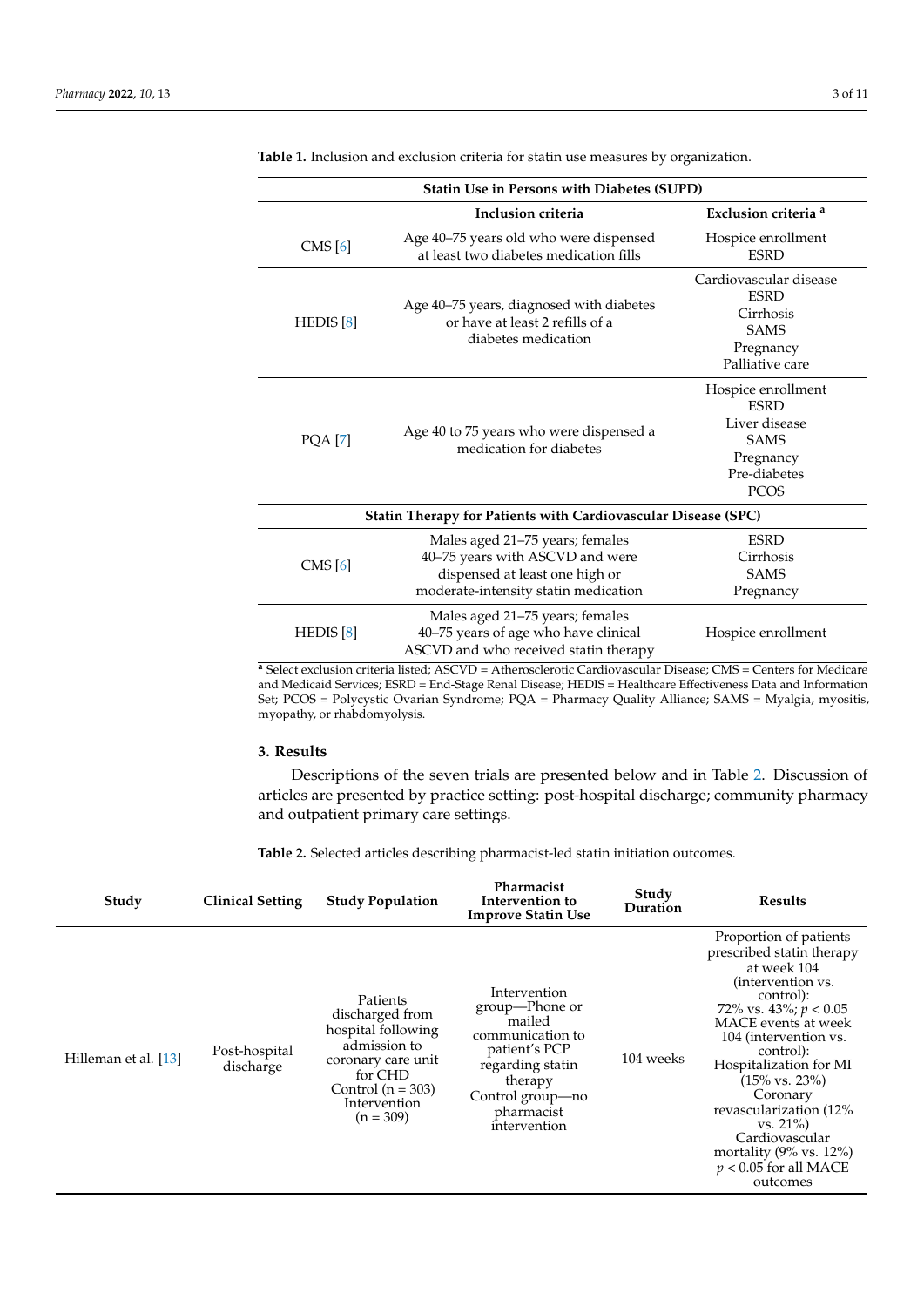**Table 1.** Inclusion and exclusion criteria for statin use measures by organization.

| | Inclusion criteria | Exclusion criteria [a] |
|---|---|---|
| **Statin Use in Persons with Diabetes (SUPD)** | | |
| CMS [6] | Age 40–75 years old who were dispensed at least two diabetes medication fills | Hospice enrollment<br>ESRD |
| HEDIS [8] | Age 40–75 years, diagnosed with diabetes or have at least 2 refills of a diabetes medication | Cardiovascular disease<br>ESRD<br>Cirrhosis<br>SAMS<br>Pregnancy<br>Palliative care |
| PQA [7] | Age 40 to 75 years who were dispensed a medication for diabetes | Hospice enrollment<br>ESRD<br>Liver disease<br>SAMS<br>Pregnancy<br>Pre-diabetes<br>PCOS |
| **Statin Therapy for Patients with Cardiovascular Disease (SPC)** | | |
| CMS [6] | Males aged 21–75 years; females 40–75 years with ASCVD and were dispensed at least one high or moderate-intensity statin medication | ESRD<br>Cirrhosis<br>SAMS<br>Pregnancy |
| HEDIS [8] | Males aged 21–75 years; females 40–75 years of age who have clinical ASCVD and who received statin therapy | Hospice enrollment |

[a] Select exclusion criteria listed; ASCVD = Atherosclerotic Cardiovascular Disease; CMS = Centers for Medicare and Medicaid Services; ESRD = End-Stage Renal Disease; HEDIS = Healthcare Effectiveness Data and Information Set; PCOS = Polycystic Ovarian Syndrome; PQA = Pharmacy Quality Alliance; SAMS = Myalgia, myositis, myopathy, or rhabdomyolysis.

## 3. Results

Descriptions of the seven trials are presented below and in Table 2. Discussion of articles are presented by practice setting: post-hospital discharge; community pharmacy and outpatient primary care settings.

**Table 2.** Selected articles describing pharmacist-led statin initiation outcomes.

| Study | Clinical Setting | Study Population | Pharmacist Intervention to Improve Statin Use | Study Duration | Results |
|---|---|---|---|---|---|
| Hilleman et al. [13] | Post-hospital discharge | Patients discharged from hospital following admission to coronary care unit for CHD<br>Control (n = 303)<br>Intervention (n = 309) | Intervention group—Phone or mailed communication to patient's PCP regarding statin therapy<br>Control group—no pharmacist intervention | 104 weeks | Proportion of patients prescribed statin therapy at week 104 (intervention vs. control):<br>72% vs. 43%; $p < 0.05$<br>MACE events at week 104 (intervention vs. control):<br>Hospitalization for MI (15% vs. 23%)<br>Coronary revascularization (12% vs. 21%)<br>Cardiovascular mortality (9% vs. 12%)<br>$p < 0.05$ for all MACE outcomes |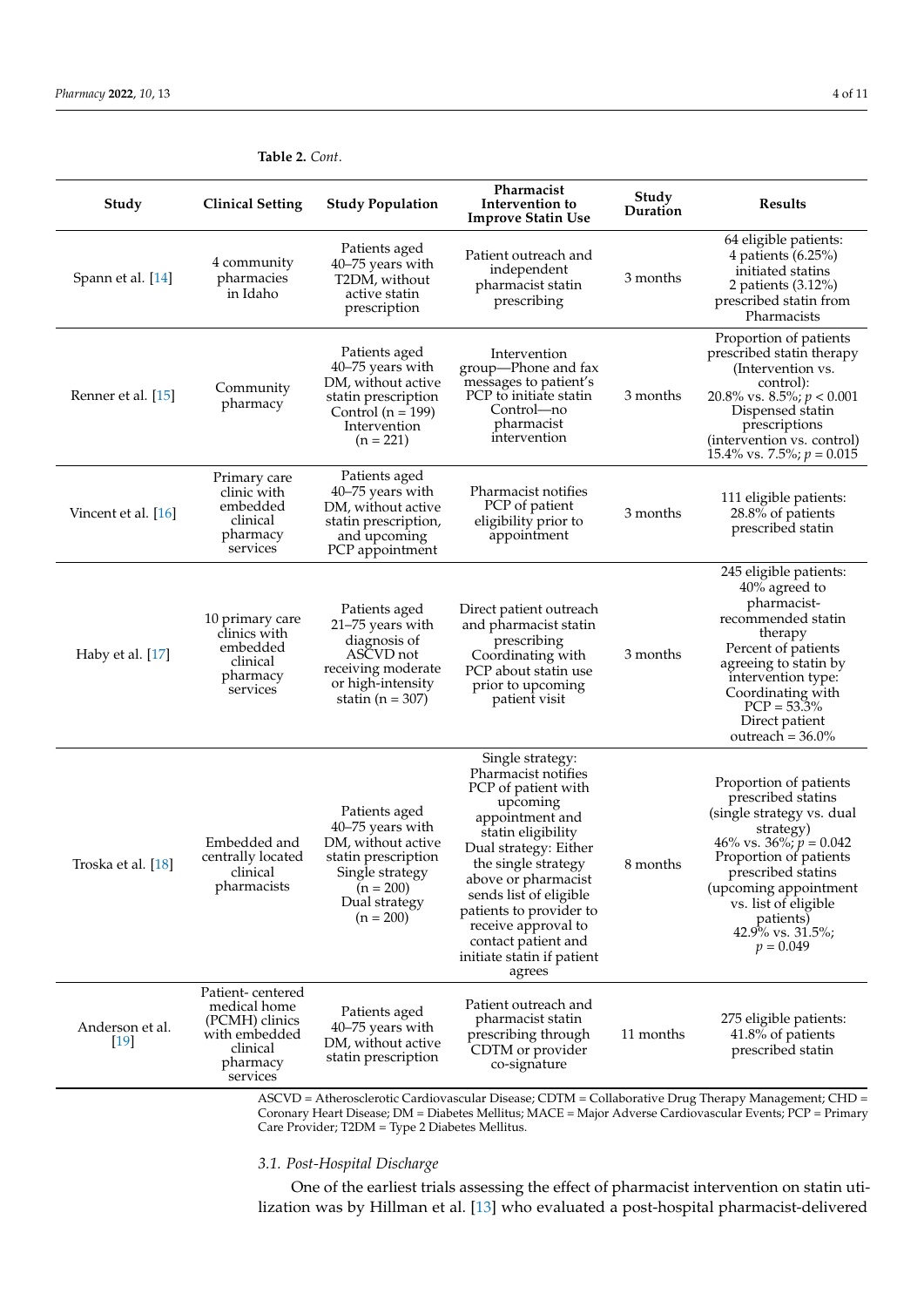**Table 2.** *Cont.*

| Study | Clinical Setting | Study Population | Pharmacist Intervention to Improve Statin Use | Study Duration | Results |
|---|---|---|---|---|---|
| Spann et al. [14] | 4 community pharmacies in Idaho | Patients aged 40–75 years with T2DM, without active statin prescription | Patient outreach and independent pharmacist statin prescribing | 3 months | 64 eligible patients: 4 patients (6.25%) initiated statins 2 patients (3.12%) prescribed statin from Pharmacists |
| Renner et al. [15] | Community pharmacy | Patients aged 40–75 years with DM, without active statin prescription Control (n = 199) Intervention (n = 221) | Intervention group—Phone and fax messages to patient's PCP to initiate statin Control—no pharmacist intervention | 3 months | Proportion of patients prescribed statin therapy (Intervention vs. control): 20.8% vs. 8.5%; $p < 0.001$ Dispensed statin prescriptions (intervention vs. control) 15.4% vs. 7.5%; $p = 0.015$ |
| Vincent et al. [16] | Primary care clinic with embedded clinical pharmacy services | Patients aged 40–75 years with DM, without active statin prescription, and upcoming PCP appointment | Pharmacist notifies PCP of patient eligibility prior to appointment | 3 months | 111 eligible patients: 28.8% of patients prescribed statin |
| Haby et al. [17] | 10 primary care clinics with embedded clinical pharmacy services | Patients aged 21–75 years with diagnosis of ASCVD not receiving moderate or high-intensity statin (n = 307) | Direct patient outreach and pharmacist statin prescribing Coordinating with PCP about statin use prior to upcoming patient visit | 3 months | 245 eligible patients: 40% agreed to pharmacist-recommended statin therapy Percent of patients agreeing to statin by intervention type: Coordinating with PCP = 53.3% Direct patient outreach = 36.0% |
| Troska et al. [18] | Embedded and centrally located clinical pharmacists | Patients aged 40–75 years with DM, without active statin prescription Single strategy (n = 200) Dual strategy (n = 200) | Single strategy: Pharmacist notifies PCP of patient with upcoming appointment and statin eligibility Dual strategy: Either the single strategy above or pharmacist sends list of eligible patients to provider to receive approval to contact patient and initiate statin if patient agrees | 8 months | Proportion of patients prescribed statins (single strategy vs. dual strategy) 46% vs. 36%; $p = 0.042$ Proportion of patients prescribed statins (upcoming appointment vs. list of eligible patients) 42.9% vs. 31.5%; $p = 0.049$ |
| Anderson et al. [19] | Patient- centered medical home (PCMH) clinics with embedded clinical pharmacy services | Patients aged 40–75 years with DM, without active statin prescription | Patient outreach and pharmacist statin prescribing through CDTM or provider co-signature | 11 months | 275 eligible patients: 41.8% of patients prescribed statin |

ASCVD = Atherosclerotic Cardiovascular Disease; CDTM = Collaborative Drug Therapy Management; CHD = Coronary Heart Disease; DM = Diabetes Mellitus; MACE = Major Adverse Cardiovascular Events; PCP = Primary Care Provider; T2DM = Type 2 Diabetes Mellitus.

### 3.1. Post-Hospital Discharge

One of the earliest trials assessing the effect of pharmacist intervention on statin utilization was by Hillman et al. [13] who evaluated a post-hospital pharmacist-delivered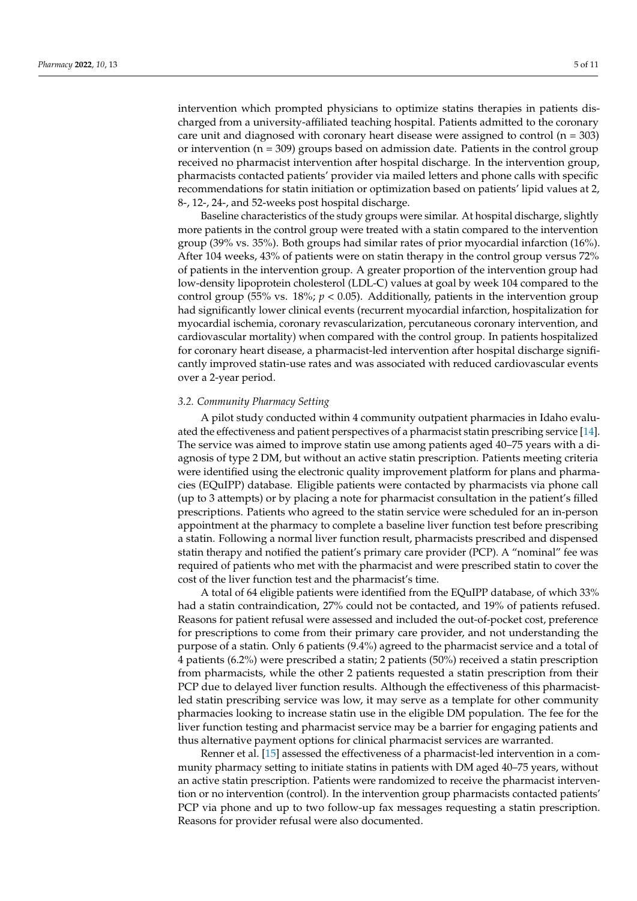intervention which prompted physicians to optimize statins therapies in patients discharged from a university-affiliated teaching hospital. Patients admitted to the coronary care unit and diagnosed with coronary heart disease were assigned to control (n = 303) or intervention (n = 309) groups based on admission date. Patients in the control group received no pharmacist intervention after hospital discharge. In the intervention group, pharmacists contacted patients' provider via mailed letters and phone calls with specific recommendations for statin initiation or optimization based on patients' lipid values at 2, 8-, 12-, 24-, and 52-weeks post hospital discharge.

Baseline characteristics of the study groups were similar. At hospital discharge, slightly more patients in the control group were treated with a statin compared to the intervention group (39% vs. 35%). Both groups had similar rates of prior myocardial infarction (16%). After 104 weeks, 43% of patients were on statin therapy in the control group versus 72% of patients in the intervention group. A greater proportion of the intervention group had low-density lipoprotein cholesterol (LDL-C) values at goal by week 104 compared to the control group (55% vs. 18%; $p < 0.05$). Additionally, patients in the intervention group had significantly lower clinical events (recurrent myocardial infarction, hospitalization for myocardial ischemia, coronary revascularization, percutaneous coronary intervention, and cardiovascular mortality) when compared with the control group. In patients hospitalized for coronary heart disease, a pharmacist-led intervention after hospital discharge significantly improved statin-use rates and was associated with reduced cardiovascular events over a 2-year period.

### 3.2. Community Pharmacy Setting

A pilot study conducted within 4 community outpatient pharmacies in Idaho evaluated the effectiveness and patient perspectives of a pharmacist statin prescribing service [14]. The service was aimed to improve statin use among patients aged 40–75 years with a diagnosis of type 2 DM, but without an active statin prescription. Patients meeting criteria were identified using the electronic quality improvement platform for plans and pharmacies (EQuIPP) database. Eligible patients were contacted by pharmacists via phone call (up to 3 attempts) or by placing a note for pharmacist consultation in the patient's filled prescriptions. Patients who agreed to the statin service were scheduled for an in-person appointment at the pharmacy to complete a baseline liver function test before prescribing a statin. Following a normal liver function result, pharmacists prescribed and dispensed statin therapy and notified the patient's primary care provider (PCP). A "nominal" fee was required of patients who met with the pharmacist and were prescribed statin to cover the cost of the liver function test and the pharmacist's time.

A total of 64 eligible patients were identified from the EQuIPP database, of which 33% had a statin contraindication, 27% could not be contacted, and 19% of patients refused. Reasons for patient refusal were assessed and included the out-of-pocket cost, preference for prescriptions to come from their primary care provider, and not understanding the purpose of a statin. Only 6 patients (9.4%) agreed to the pharmacist service and a total of 4 patients (6.2%) were prescribed a statin; 2 patients (50%) received a statin prescription from pharmacists, while the other 2 patients requested a statin prescription from their PCP due to delayed liver function results. Although the effectiveness of this pharmacist-led statin prescribing service was low, it may serve as a template for other community pharmacies looking to increase statin use in the eligible DM population. The fee for the liver function testing and pharmacist service may be a barrier for engaging patients and thus alternative payment options for clinical pharmacist services are warranted.

Renner et al. [15] assessed the effectiveness of a pharmacist-led intervention in a community pharmacy setting to initiate statins in patients with DM aged 40–75 years, without an active statin prescription. Patients were randomized to receive the pharmacist intervention or no intervention (control). In the intervention group pharmacists contacted patients' PCP via phone and up to two follow-up fax messages requesting a statin prescription. Reasons for provider refusal were also documented.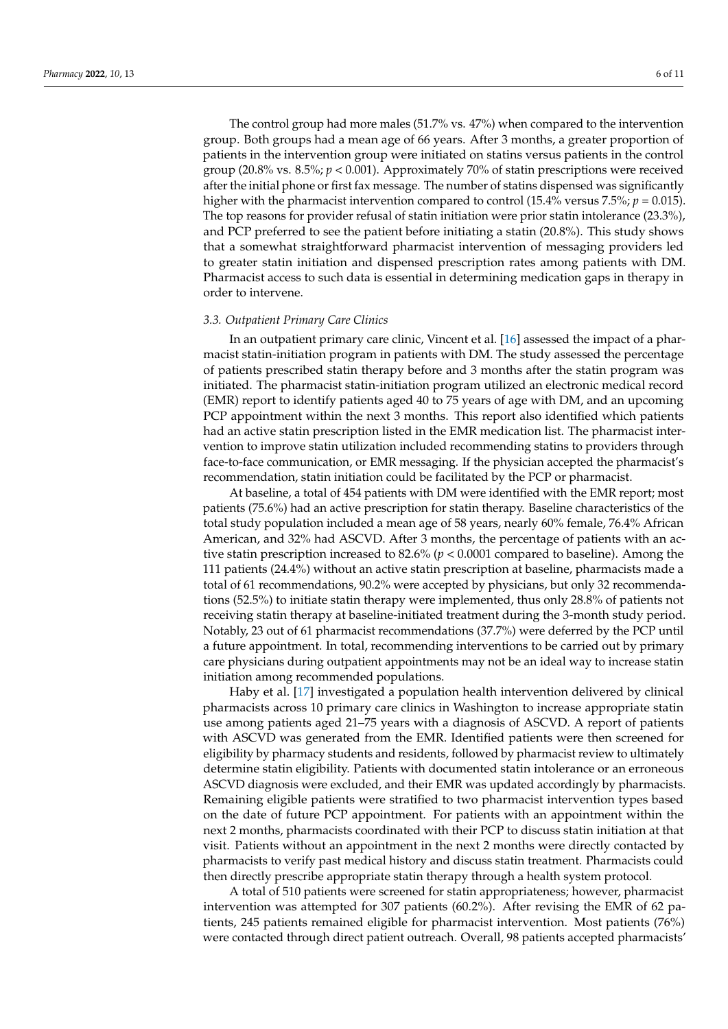The control group had more males (51.7% vs. 47%) when compared to the intervention group. Both groups had a mean age of 66 years. After 3 months, a greater proportion of patients in the intervention group were initiated on statins versus patients in the control group (20.8% vs. 8.5%; $p < 0.001$). Approximately 70% of statin prescriptions were received after the initial phone or first fax message. The number of statins dispensed was significantly higher with the pharmacist intervention compared to control (15.4% versus 7.5%; $p = 0.015$). The top reasons for provider refusal of statin initiation were prior statin intolerance (23.3%), and PCP preferred to see the patient before initiating a statin (20.8%). This study shows that a somewhat straightforward pharmacist intervention of messaging providers led to greater statin initiation and dispensed prescription rates among patients with DM. Pharmacist access to such data is essential in determining medication gaps in therapy in order to intervene.

### 3.3. Outpatient Primary Care Clinics

In an outpatient primary care clinic, Vincent et al. [16] assessed the impact of a pharmacist statin-initiation program in patients with DM. The study assessed the percentage of patients prescribed statin therapy before and 3 months after the statin program was initiated. The pharmacist statin-initiation program utilized an electronic medical record (EMR) report to identify patients aged 40 to 75 years of age with DM, and an upcoming PCP appointment within the next 3 months. This report also identified which patients had an active statin prescription listed in the EMR medication list. The pharmacist intervention to improve statin utilization included recommending statins to providers through face-to-face communication, or EMR messaging. If the physician accepted the pharmacist's recommendation, statin initiation could be facilitated by the PCP or pharmacist.

At baseline, a total of 454 patients with DM were identified with the EMR report; most patients (75.6%) had an active prescription for statin therapy. Baseline characteristics of the total study population included a mean age of 58 years, nearly 60% female, 76.4% African American, and 32% had ASCVD. After 3 months, the percentage of patients with an active statin prescription increased to 82.6% ($p < 0.0001$ compared to baseline). Among the 111 patients (24.4%) without an active statin prescription at baseline, pharmacists made a total of 61 recommendations, 90.2% were accepted by physicians, but only 32 recommendations (52.5%) to initiate statin therapy were implemented, thus only 28.8% of patients not receiving statin therapy at baseline-initiated treatment during the 3-month study period. Notably, 23 out of 61 pharmacist recommendations (37.7%) were deferred by the PCP until a future appointment. In total, recommending interventions to be carried out by primary care physicians during outpatient appointments may not be an ideal way to increase statin initiation among recommended populations.

Haby et al. [17] investigated a population health intervention delivered by clinical pharmacists across 10 primary care clinics in Washington to increase appropriate statin use among patients aged 21–75 years with a diagnosis of ASCVD. A report of patients with ASCVD was generated from the EMR. Identified patients were then screened for eligibility by pharmacy students and residents, followed by pharmacist review to ultimately determine statin eligibility. Patients with documented statin intolerance or an erroneous ASCVD diagnosis were excluded, and their EMR was updated accordingly by pharmacists. Remaining eligible patients were stratified to two pharmacist intervention types based on the date of future PCP appointment. For patients with an appointment within the next 2 months, pharmacists coordinated with their PCP to discuss statin initiation at that visit. Patients without an appointment in the next 2 months were directly contacted by pharmacists to verify past medical history and discuss statin treatment. Pharmacists could then directly prescribe appropriate statin therapy through a health system protocol.

A total of 510 patients were screened for statin appropriateness; however, pharmacist intervention was attempted for 307 patients (60.2%). After revising the EMR of 62 patients, 245 patients remained eligible for pharmacist intervention. Most patients (76%) were contacted through direct patient outreach. Overall, 98 patients accepted pharmacists'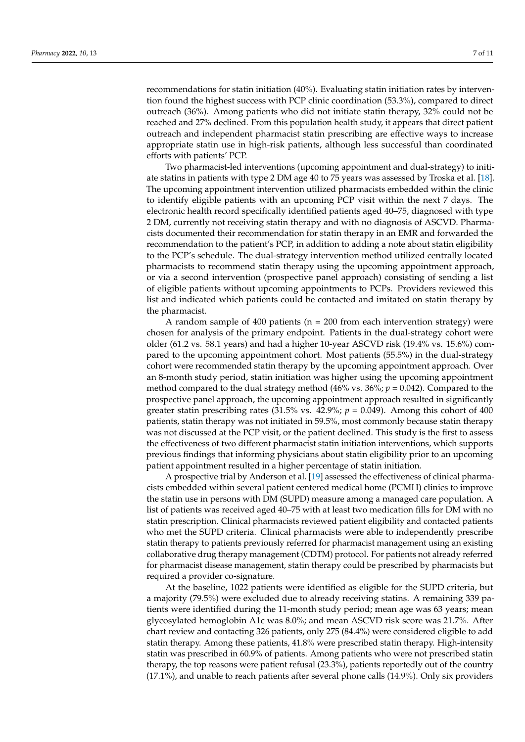recommendations for statin initiation (40%). Evaluating statin initiation rates by intervention found the highest success with PCP clinic coordination (53.3%), compared to direct outreach (36%). Among patients who did not initiate statin therapy, 32% could not be reached and 27% declined. From this population health study, it appears that direct patient outreach and independent pharmacist statin prescribing are effective ways to increase appropriate statin use in high-risk patients, although less successful than coordinated efforts with patients' PCP.

Two pharmacist-led interventions (upcoming appointment and dual-strategy) to initiate statins in patients with type 2 DM age 40 to 75 years was assessed by Troska et al. [18]. The upcoming appointment intervention utilized pharmacists embedded within the clinic to identify eligible patients with an upcoming PCP visit within the next 7 days. The electronic health record specifically identified patients aged 40–75, diagnosed with type 2 DM, currently not receiving statin therapy and with no diagnosis of ASCVD. Pharmacists documented their recommendation for statin therapy in an EMR and forwarded the recommendation to the patient's PCP, in addition to adding a note about statin eligibility to the PCP's schedule. The dual-strategy intervention method utilized centrally located pharmacists to recommend statin therapy using the upcoming appointment approach, or via a second intervention (prospective panel approach) consisting of sending a list of eligible patients without upcoming appointments to PCPs. Providers reviewed this list and indicated which patients could be contacted and imitated on statin therapy by the pharmacist.

A random sample of 400 patients (n = 200 from each intervention strategy) were chosen for analysis of the primary endpoint. Patients in the dual-strategy cohort were older (61.2 vs. 58.1 years) and had a higher 10-year ASCVD risk (19.4% vs. 15.6%) compared to the upcoming appointment cohort. Most patients (55.5%) in the dual-strategy cohort were recommended statin therapy by the upcoming appointment approach. Over an 8-month study period, statin initiation was higher using the upcoming appointment method compared to the dual strategy method (46% vs. 36%; $p = 0.042$). Compared to the prospective panel approach, the upcoming appointment approach resulted in significantly greater statin prescribing rates (31.5% vs. 42.9%; $p = 0.049$). Among this cohort of 400 patients, statin therapy was not initiated in 59.5%, most commonly because statin therapy was not discussed at the PCP visit, or the patient declined. This study is the first to assess the effectiveness of two different pharmacist statin initiation interventions, which supports previous findings that informing physicians about statin eligibility prior to an upcoming patient appointment resulted in a higher percentage of statin initiation.

A prospective trial by Anderson et al. [19] assessed the effectiveness of clinical pharmacists embedded within several patient centered medical home (PCMH) clinics to improve the statin use in persons with DM (SUPD) measure among a managed care population. A list of patients was received aged 40–75 with at least two medication fills for DM with no statin prescription. Clinical pharmacists reviewed patient eligibility and contacted patients who met the SUPD criteria. Clinical pharmacists were able to independently prescribe statin therapy to patients previously referred for pharmacist management using an existing collaborative drug therapy management (CDTM) protocol. For patients not already referred for pharmacist disease management, statin therapy could be prescribed by pharmacists but required a provider co-signature.

At the baseline, 1022 patients were identified as eligible for the SUPD criteria, but a majority (79.5%) were excluded due to already receiving statins. A remaining 339 patients were identified during the 11-month study period; mean age was 63 years; mean glycosylated hemoglobin A1c was 8.0%; and mean ASCVD risk score was 21.7%. After chart review and contacting 326 patients, only 275 (84.4%) were considered eligible to add statin therapy. Among these patients, 41.8% were prescribed statin therapy. High-intensity statin was prescribed in 60.9% of patients. Among patients who were not prescribed statin therapy, the top reasons were patient refusal (23.3%), patients reportedly out of the country (17.1%), and unable to reach patients after several phone calls (14.9%). Only six providers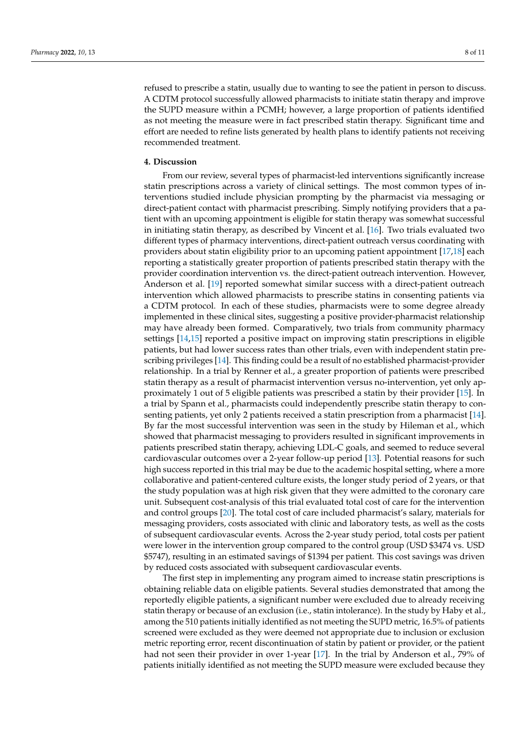refused to prescribe a statin, usually due to wanting to see the patient in person to discuss. A CDTM protocol successfully allowed pharmacists to initiate statin therapy and improve the SUPD measure within a PCMH; however, a large proportion of patients identified as not meeting the measure were in fact prescribed statin therapy. Significant time and effort are needed to refine lists generated by health plans to identify patients not receiving recommended treatment.

## 4. Discussion

From our review, several types of pharmacist-led interventions significantly increase statin prescriptions across a variety of clinical settings. The most common types of interventions studied include physician prompting by the pharmacist via messaging or direct-patient contact with pharmacist prescribing. Simply notifying providers that a patient with an upcoming appointment is eligible for statin therapy was somewhat successful in initiating statin therapy, as described by Vincent et al. [16]. Two trials evaluated two different types of pharmacy interventions, direct-patient outreach versus coordinating with providers about statin eligibility prior to an upcoming patient appointment [17,18] each reporting a statistically greater proportion of patients prescribed statin therapy with the provider coordination intervention vs. the direct-patient outreach intervention. However, Anderson et al. [19] reported somewhat similar success with a direct-patient outreach intervention which allowed pharmacists to prescribe statins in consenting patients via a CDTM protocol. In each of these studies, pharmacists were to some degree already implemented in these clinical sites, suggesting a positive provider-pharmacist relationship may have already been formed. Comparatively, two trials from community pharmacy settings [14,15] reported a positive impact on improving statin prescriptions in eligible patients, but had lower success rates than other trials, even with independent statin prescribing privileges [14]. This finding could be a result of no established pharmacist-provider relationship. In a trial by Renner et al., a greater proportion of patients were prescribed statin therapy as a result of pharmacist intervention versus no-intervention, yet only approximately 1 out of 5 eligible patients was prescribed a statin by their provider [15]. In a trial by Spann et al., pharmacists could independently prescribe statin therapy to consenting patients, yet only 2 patients received a statin prescription from a pharmacist [14]. By far the most successful intervention was seen in the study by Hileman et al., which showed that pharmacist messaging to providers resulted in significant improvements in patients prescribed statin therapy, achieving LDL-C goals, and seemed to reduce several cardiovascular outcomes over a 2-year follow-up period [13]. Potential reasons for such high success reported in this trial may be due to the academic hospital setting, where a more collaborative and patient-centered culture exists, the longer study period of 2 years, or that the study population was at high risk given that they were admitted to the coronary care unit. Subsequent cost-analysis of this trial evaluated total cost of care for the intervention and control groups [20]. The total cost of care included pharmacist's salary, materials for messaging providers, costs associated with clinic and laboratory tests, as well as the costs of subsequent cardiovascular events. Across the 2-year study period, total costs per patient were lower in the intervention group compared to the control group (USD \$3474 vs. USD \$5747), resulting in an estimated savings of \$1394 per patient. This cost savings was driven by reduced costs associated with subsequent cardiovascular events.

The first step in implementing any program aimed to increase statin prescriptions is obtaining reliable data on eligible patients. Several studies demonstrated that among the reportedly eligible patients, a significant number were excluded due to already receiving statin therapy or because of an exclusion (i.e., statin intolerance). In the study by Haby et al., among the 510 patients initially identified as not meeting the SUPD metric, 16.5% of patients screened were excluded as they were deemed not appropriate due to inclusion or exclusion metric reporting error, recent discontinuation of statin by patient or provider, or the patient had not seen their provider in over 1-year [17]. In the trial by Anderson et al., 79% of patients initially identified as not meeting the SUPD measure were excluded because they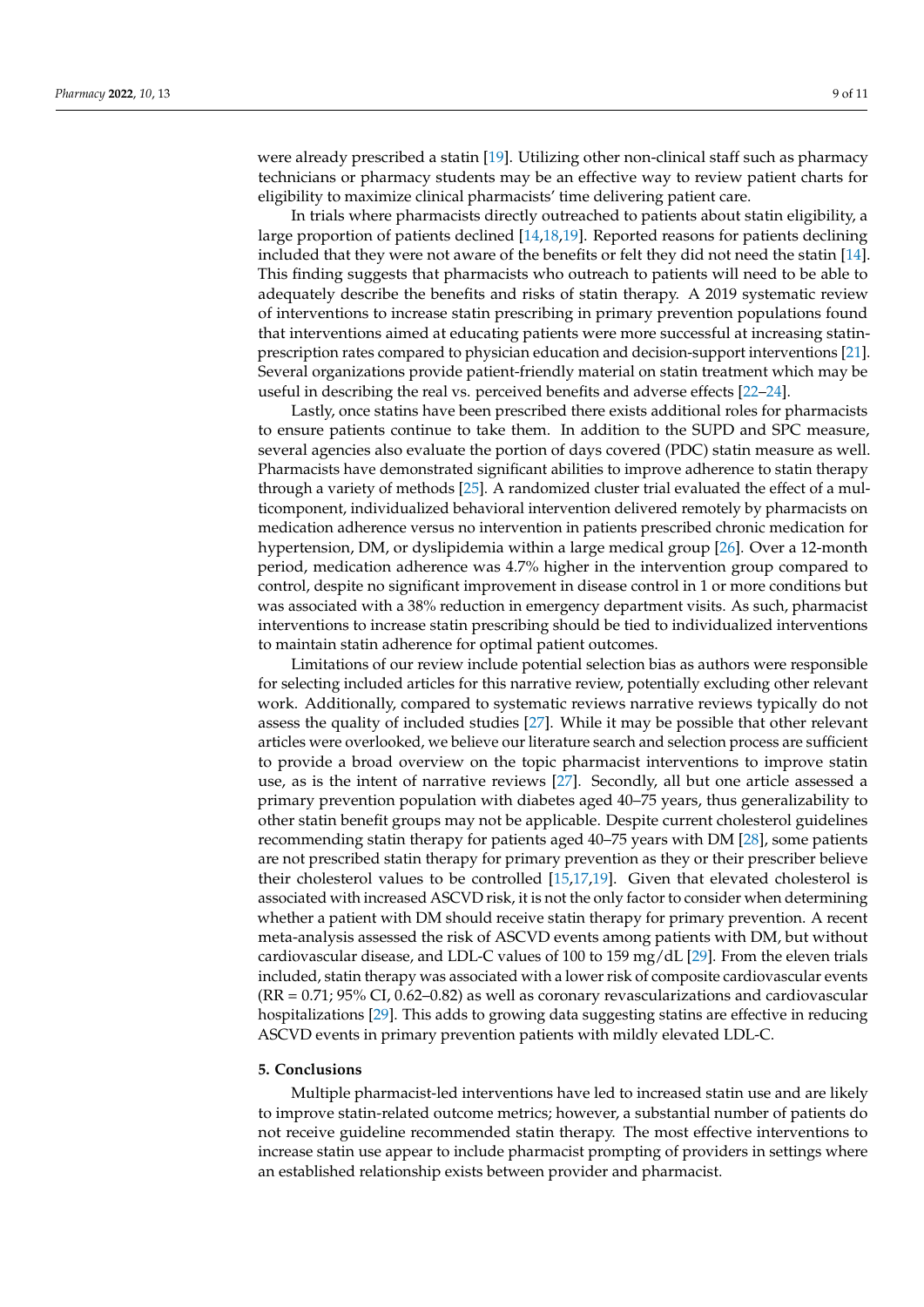were already prescribed a statin [19]. Utilizing other non-clinical staff such as pharmacy technicians or pharmacy students may be an effective way to review patient charts for eligibility to maximize clinical pharmacists' time delivering patient care.

In trials where pharmacists directly outreached to patients about statin eligibility, a large proportion of patients declined [14,18,19]. Reported reasons for patients declining included that they were not aware of the benefits or felt they did not need the statin [14]. This finding suggests that pharmacists who outreach to patients will need to be able to adequately describe the benefits and risks of statin therapy. A 2019 systematic review of interventions to increase statin prescribing in primary prevention populations found that interventions aimed at educating patients were more successful at increasing statin-prescription rates compared to physician education and decision-support interventions [21]. Several organizations provide patient-friendly material on statin treatment which may be useful in describing the real vs. perceived benefits and adverse effects [22–24].

Lastly, once statins have been prescribed there exists additional roles for pharmacists to ensure patients continue to take them. In addition to the SUPD and SPC measure, several agencies also evaluate the portion of days covered (PDC) statin measure as well. Pharmacists have demonstrated significant abilities to improve adherence to statin therapy through a variety of methods [25]. A randomized cluster trial evaluated the effect of a multicomponent, individualized behavioral intervention delivered remotely by pharmacists on medication adherence versus no intervention in patients prescribed chronic medication for hypertension, DM, or dyslipidemia within a large medical group [26]. Over a 12-month period, medication adherence was 4.7% higher in the intervention group compared to control, despite no significant improvement in disease control in 1 or more conditions but was associated with a 38% reduction in emergency department visits. As such, pharmacist interventions to increase statin prescribing should be tied to individualized interventions to maintain statin adherence for optimal patient outcomes.

Limitations of our review include potential selection bias as authors were responsible for selecting included articles for this narrative review, potentially excluding other relevant work. Additionally, compared to systematic reviews narrative reviews typically do not assess the quality of included studies [27]. While it may be possible that other relevant articles were overlooked, we believe our literature search and selection process are sufficient to provide a broad overview on the topic pharmacist interventions to improve statin use, as is the intent of narrative reviews [27]. Secondly, all but one article assessed a primary prevention population with diabetes aged 40–75 years, thus generalizability to other statin benefit groups may not be applicable. Despite current cholesterol guidelines recommending statin therapy for patients aged 40–75 years with DM [28], some patients are not prescribed statin therapy for primary prevention as they or their prescriber believe their cholesterol values to be controlled [15,17,19]. Given that elevated cholesterol is associated with increased ASCVD risk, it is not the only factor to consider when determining whether a patient with DM should receive statin therapy for primary prevention. A recent meta-analysis assessed the risk of ASCVD events among patients with DM, but without cardiovascular disease, and LDL-C values of 100 to 159 mg/dL [29]. From the eleven trials included, statin therapy was associated with a lower risk of composite cardiovascular events (RR = 0.71; 95% CI, 0.62–0.82) as well as coronary revascularizations and cardiovascular hospitalizations [29]. This adds to growing data suggesting statins are effective in reducing ASCVD events in primary prevention patients with mildly elevated LDL-C.

## 5. Conclusions

Multiple pharmacist-led interventions have led to increased statin use and are likely to improve statin-related outcome metrics; however, a substantial number of patients do not receive guideline recommended statin therapy. The most effective interventions to increase statin use appear to include pharmacist prompting of providers in settings where an established relationship exists between provider and pharmacist.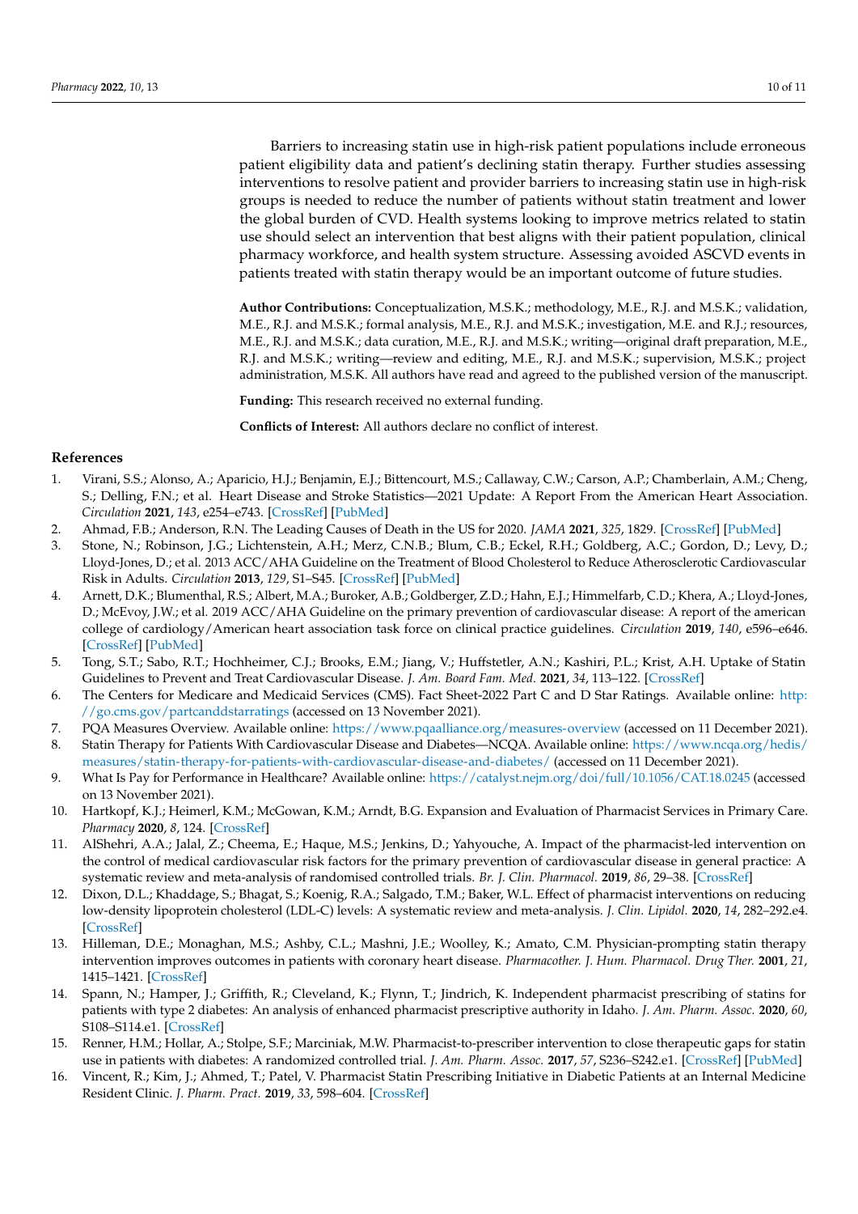Barriers to increasing statin use in high-risk patient populations include erroneous patient eligibility data and patient's declining statin therapy. Further studies assessing interventions to resolve patient and provider barriers to increasing statin use in high-risk groups is needed to reduce the number of patients without statin treatment and lower the global burden of CVD. Health systems looking to improve metrics related to statin use should select an intervention that best aligns with their patient population, clinical pharmacy workforce, and health system structure. Assessing avoided ASCVD events in patients treated with statin therapy would be an important outcome of future studies.

**Author Contributions:** Conceptualization, M.S.K.; methodology, M.E., R.J. and M.S.K.; validation, M.E., R.J. and M.S.K.; formal analysis, M.E., R.J. and M.S.K.; investigation, M.E. and R.J.; resources, M.E., R.J. and M.S.K.; data curation, M.E., R.J. and M.S.K.; writing—original draft preparation, M.E., R.J. and M.S.K.; writing—review and editing, M.E., R.J. and M.S.K.; supervision, M.S.K.; project administration, M.S.K. All authors have read and agreed to the published version of the manuscript.

**Funding:** This research received no external funding.

**Conflicts of Interest:** All authors declare no conflict of interest.

## References

1. Virani, S.S.; Alonso, A.; Aparicio, H.J.; Benjamin, E.J.; Bittencourt, M.S.; Callaway, C.W.; Carson, A.P.; Chamberlain, A.M.; Cheng, S.; Delling, F.N.; et al. Heart Disease and Stroke Statistics—2021 Update: A Report From the American Heart Association. *Circulation* **2021**, *143*, e254–e743. [CrossRef] [PubMed]
2. Ahmad, F.B.; Anderson, R.N. The Leading Causes of Death in the US for 2020. *JAMA* **2021**, *325*, 1829. [CrossRef] [PubMed]
3. Stone, N.; Robinson, J.G.; Lichtenstein, A.H.; Merz, C.N.B.; Blum, C.B.; Eckel, R.H.; Goldberg, A.C.; Gordon, D.; Levy, D.; Lloyd-Jones, D.; et al. 2013 ACC/AHA Guideline on the Treatment of Blood Cholesterol to Reduce Atherosclerotic Cardiovascular Risk in Adults. *Circulation* **2013**, *129*, S1–S45. [CrossRef] [PubMed]
4. Arnett, D.K.; Blumenthal, R.S.; Albert, M.A.; Buroker, A.B.; Goldberger, Z.D.; Hahn, E.J.; Himmelfarb, C.D.; Khera, A.; Lloyd-Jones, D.; McEvoy, J.W.; et al. 2019 ACC/AHA Guideline on the primary prevention of cardiovascular disease: A report of the american college of cardiology/American heart association task force on clinical practice guidelines. *Circulation* **2019**, *140*, e596–e646. [CrossRef] [PubMed]
5. Tong, S.T.; Sabo, R.T.; Hochheimer, C.J.; Brooks, E.M.; Jiang, V.; Huffstetler, A.N.; Kashiri, P.L.; Krist, A.H. Uptake of Statin Guidelines to Prevent and Treat Cardiovascular Disease. *J. Am. Board Fam. Med.* **2021**, *34*, 113–122. [CrossRef]
6. The Centers for Medicare and Medicaid Services (CMS). Fact Sheet-2022 Part C and D Star Ratings. Available online: http://go.cms.gov/partcanddstarratings (accessed on 13 November 2021).
7. PQA Measures Overview. Available online: https://www.pqaalliance.org/measures-overview (accessed on 11 December 2021).
8. Statin Therapy for Patients With Cardiovascular Disease and Diabetes—NCQA. Available online: https://www.ncqa.org/hedis/measures/statin-therapy-for-patients-with-cardiovascular-disease-and-diabetes/ (accessed on 11 December 2021).
9. What Is Pay for Performance in Healthcare? Available online: https://catalyst.nejm.org/doi/full/10.1056/CAT.18.0245 (accessed on 13 November 2021).
10. Hartkopf, K.J.; Heimerl, K.M.; McGowan, K.M.; Arndt, B.G. Expansion and Evaluation of Pharmacist Services in Primary Care. *Pharmacy* **2020**, *8*, 124. [CrossRef]
11. AlShehri, A.A.; Jalal, Z.; Cheema, E.; Haque, M.S.; Jenkins, D.; Yahyouche, A. Impact of the pharmacist-led intervention on the control of medical cardiovascular risk factors for the primary prevention of cardiovascular disease in general practice: A systematic review and meta-analysis of randomised controlled trials. *Br. J. Clin. Pharmacol.* **2019**, *86*, 29–38. [CrossRef]
12. Dixon, D.L.; Khaddage, S.; Bhagat, S.; Koenig, R.A.; Salgado, T.M.; Baker, W.L. Effect of pharmacist interventions on reducing low-density lipoprotein cholesterol (LDL-C) levels: A systematic review and meta-analysis. *J. Clin. Lipidol.* **2020**, *14*, 282–292.e4. [CrossRef]
13. Hilleman, D.E.; Monaghan, M.S.; Ashby, C.L.; Mashni, J.E.; Woolley, K.; Amato, C.M. Physician-prompting statin therapy intervention improves outcomes in patients with coronary heart disease. *Pharmacother. J. Hum. Pharmacol. Drug Ther.* **2001**, *21*, 1415–1421. [CrossRef]
14. Spann, N.; Hamper, J.; Griffith, R.; Cleveland, K.; Flynn, T.; Jindrich, K. Independent pharmacist prescribing of statins for patients with type 2 diabetes: An analysis of enhanced pharmacist prescriptive authority in Idaho. *J. Am. Pharm. Assoc.* **2020**, *60*, S108–S114.e1. [CrossRef]
15. Renner, H.M.; Hollar, A.; Stolpe, S.F.; Marciniak, M.W. Pharmacist-to-prescriber intervention to close therapeutic gaps for statin use in patients with diabetes: A randomized controlled trial. *J. Am. Pharm. Assoc.* **2017**, *57*, S236–S242.e1. [CrossRef] [PubMed]
16. Vincent, R.; Kim, J.; Ahmed, T.; Patel, V. Pharmacist Statin Prescribing Initiative in Diabetic Patients at an Internal Medicine Resident Clinic. *J. Pharm. Pract.* **2019**, *33*, 598–604. [CrossRef]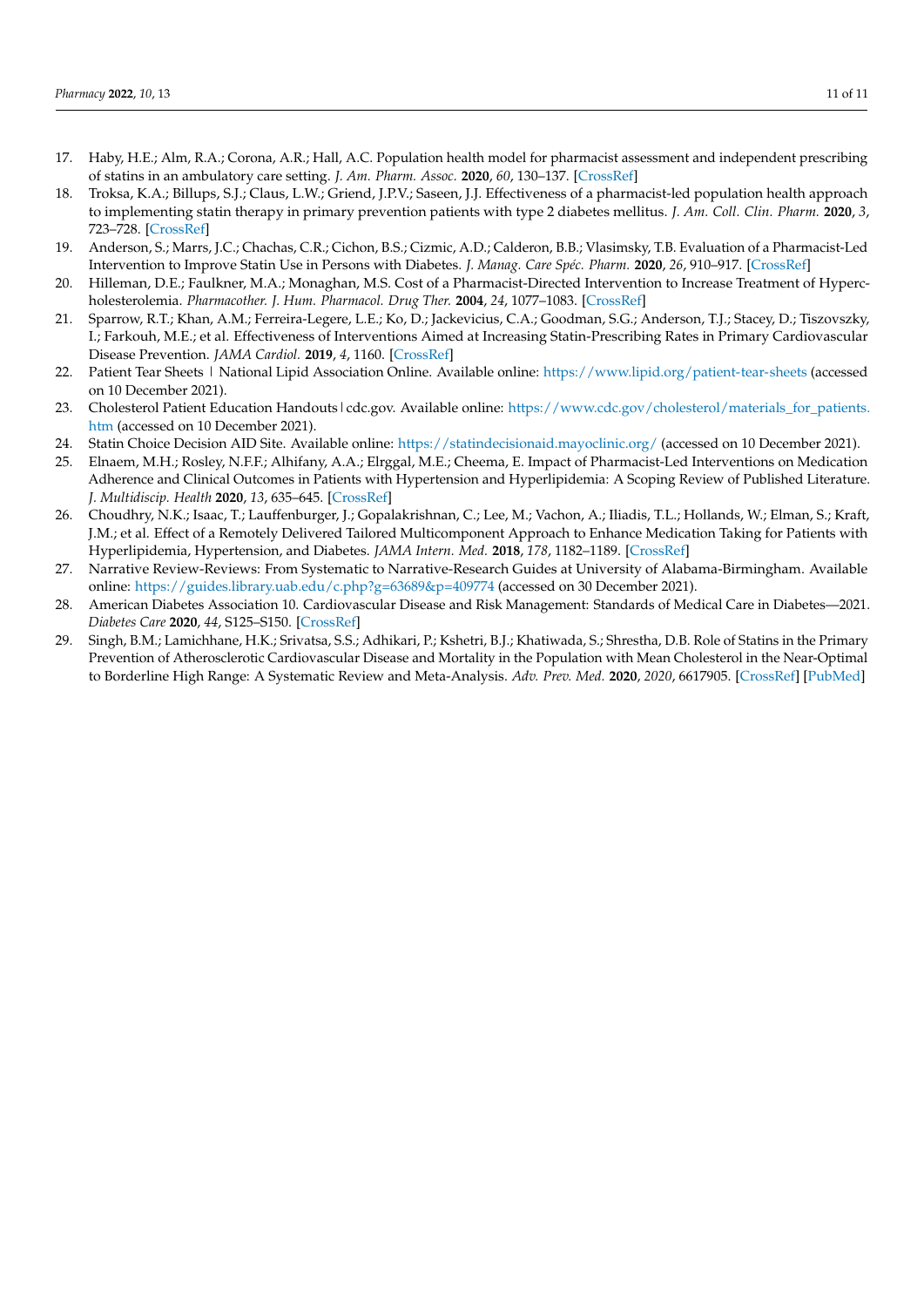17. Haby, H.E.; Alm, R.A.; Corona, A.R.; Hall, A.C. Population health model for pharmacist assessment and independent prescribing of statins in an ambulatory care setting. *J. Am. Pharm. Assoc.* **2020**, *60*, 130–137. [CrossRef]
18. Troksa, K.A.; Billups, S.J.; Claus, L.W.; Griend, J.P.V.; Saseen, J.J. Effectiveness of a pharmacist-led population health approach to implementing statin therapy in primary prevention patients with type 2 diabetes mellitus. *J. Am. Coll. Clin. Pharm.* **2020**, *3*, 723–728. [CrossRef]
19. Anderson, S.; Marrs, J.C.; Chachas, C.R.; Cichon, B.S.; Cizmic, A.D.; Calderon, B.B.; Vlasimsky, T.B. Evaluation of a Pharmacist-Led Intervention to Improve Statin Use in Persons with Diabetes. *J. Manag. Care Spéc. Pharm.* **2020**, *26*, 910–917. [CrossRef]
20. Hilleman, D.E.; Faulkner, M.A.; Monaghan, M.S. Cost of a Pharmacist-Directed Intervention to Increase Treatment of Hypercholesterolemia. *Pharmacother. J. Hum. Pharmacol. Drug Ther.* **2004**, *24*, 1077–1083. [CrossRef]
21. Sparrow, R.T.; Khan, A.M.; Ferreira-Legere, L.E.; Ko, D.; Jackevicius, C.A.; Goodman, S.G.; Anderson, T.J.; Stacey, D.; Tiszovszky, I.; Farkouh, M.E.; et al. Effectiveness of Interventions Aimed at Increasing Statin-Prescribing Rates in Primary Cardiovascular Disease Prevention. *JAMA Cardiol.* **2019**, *4*, 1160. [CrossRef]
22. Patient Tear Sheets | National Lipid Association Online. Available online: https://www.lipid.org/patient-tear-sheets (accessed on 10 December 2021).
23. Cholesterol Patient Education Handouts | cdc.gov. Available online: https://www.cdc.gov/cholesterol/materials_for_patients.htm (accessed on 10 December 2021).
24. Statin Choice Decision AID Site. Available online: https://statindecisionaid.mayoclinic.org/ (accessed on 10 December 2021).
25. Elnaem, M.H.; Rosley, N.F.F.; Alhifany, A.A.; Elrggal, M.E.; Cheema, E. Impact of Pharmacist-Led Interventions on Medication Adherence and Clinical Outcomes in Patients with Hypertension and Hyperlipidemia: A Scoping Review of Published Literature. *J. Multidiscip. Health* **2020**, *13*, 635–645. [CrossRef]
26. Choudhry, N.K.; Isaac, T.; Lauffenburger, J.; Gopalakrishnan, C.; Lee, M.; Vachon, A.; Iliadis, T.L.; Hollands, W.; Elman, S.; Kraft, J.M.; et al. Effect of a Remotely Delivered Tailored Multicomponent Approach to Enhance Medication Taking for Patients with Hyperlipidemia, Hypertension, and Diabetes. *JAMA Intern. Med.* **2018**, *178*, 1182–1189. [CrossRef]
27. Narrative Review-Reviews: From Systematic to Narrative-Research Guides at University of Alabama-Birmingham. Available online: https://guides.library.uab.edu/c.php?g=63689&p=409774 (accessed on 30 December 2021).
28. American Diabetes Association 10. Cardiovascular Disease and Risk Management: Standards of Medical Care in Diabetes—2021. *Diabetes Care* **2020**, *44*, S125–S150. [CrossRef]
29. Singh, B.M.; Lamichhane, H.K.; Srivatsa, S.S.; Adhikari, P.; Kshetri, B.J.; Khatiwada, S.; Shrestha, D.B. Role of Statins in the Primary Prevention of Atherosclerotic Cardiovascular Disease and Mortality in the Population with Mean Cholesterol in the Near-Optimal to Borderline High Range: A Systematic Review and Meta-Analysis. *Adv. Prev. Med.* **2020**, *2020*, 6617905. [CrossRef] [PubMed]